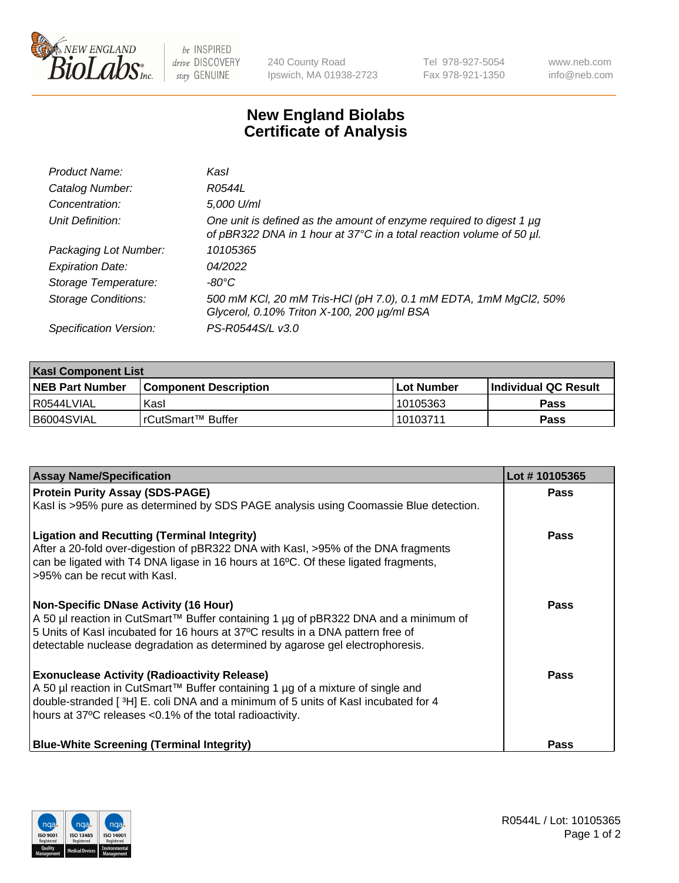# New England Biolabs Certificate of Analysis

| | |
|---|---|
| *Product Name:* | *KasI* |
| *Catalog Number:* | *R0544L* |
| *Concentration:* | *5,000 U/ml* |
| *Unit Definition:* | *One unit is defined as the amount of enzyme required to digest 1 µg of pBR322 DNA in 1 hour at 37°C in a total reaction volume of 50 µl.* |
| *Packaging Lot Number:* | *10105365* |
| *Expiration Date:* | *04/2022* |
| *Storage Temperature:* | *-80°C* |
| *Storage Conditions:* | *500 mM KCl, 20 mM Tris-HCl (pH 7.0), 0.1 mM EDTA, 1mM MgCl2, 50% Glycerol, 0.10% Triton X-100, 200 µg/ml BSA* |
| *Specification Version:* | *PS-R0544S/L v3.0* |

| KasI Component List | | | |
|---|---|---|---|
| **NEB Part Number** | **Component Description** | **Lot Number** | **Individual QC Result** |
| R0544LVIAL | KasI | 10105363 | **Pass** |
| B6004SVIAL | rCutSmart™ Buffer | 10103711 | **Pass** |

| Assay Name/Specification | Lot # 10105365 |
|---|---|
| **Protein Purity Assay (SDS-PAGE)** KasI is >95% pure as determined by SDS PAGE analysis using Coomassie Blue detection. | **Pass** |
| **Ligation and Recutting (Terminal Integrity)** After a 20-fold over-digestion of pBR322 DNA with KasI, >95% of the DNA fragments can be ligated with T4 DNA ligase in 16 hours at 16ºC. Of these ligated fragments, >95% can be recut with KasI. | **Pass** |
| **Non-Specific DNase Activity (16 Hour)** A 50 µl reaction in CutSmart™ Buffer containing 1 µg of pBR322 DNA and a minimum of 5 Units of KasI incubated for 16 hours at 37ºC results in a DNA pattern free of detectable nuclease degradation as determined by agarose gel electrophoresis. | **Pass** |
| **Exonuclease Activity (Radioactivity Release)** A 50 µl reaction in CutSmart™ Buffer containing 1 µg of a mixture of single and double-stranded [ $^3$H] E. coli DNA and a minimum of 5 units of KasI incubated for 4 hours at 37ºC releases <0.1% of the total radioactivity. | **Pass** |
| **Blue-White Screening (Terminal Integrity)** | **Pass** |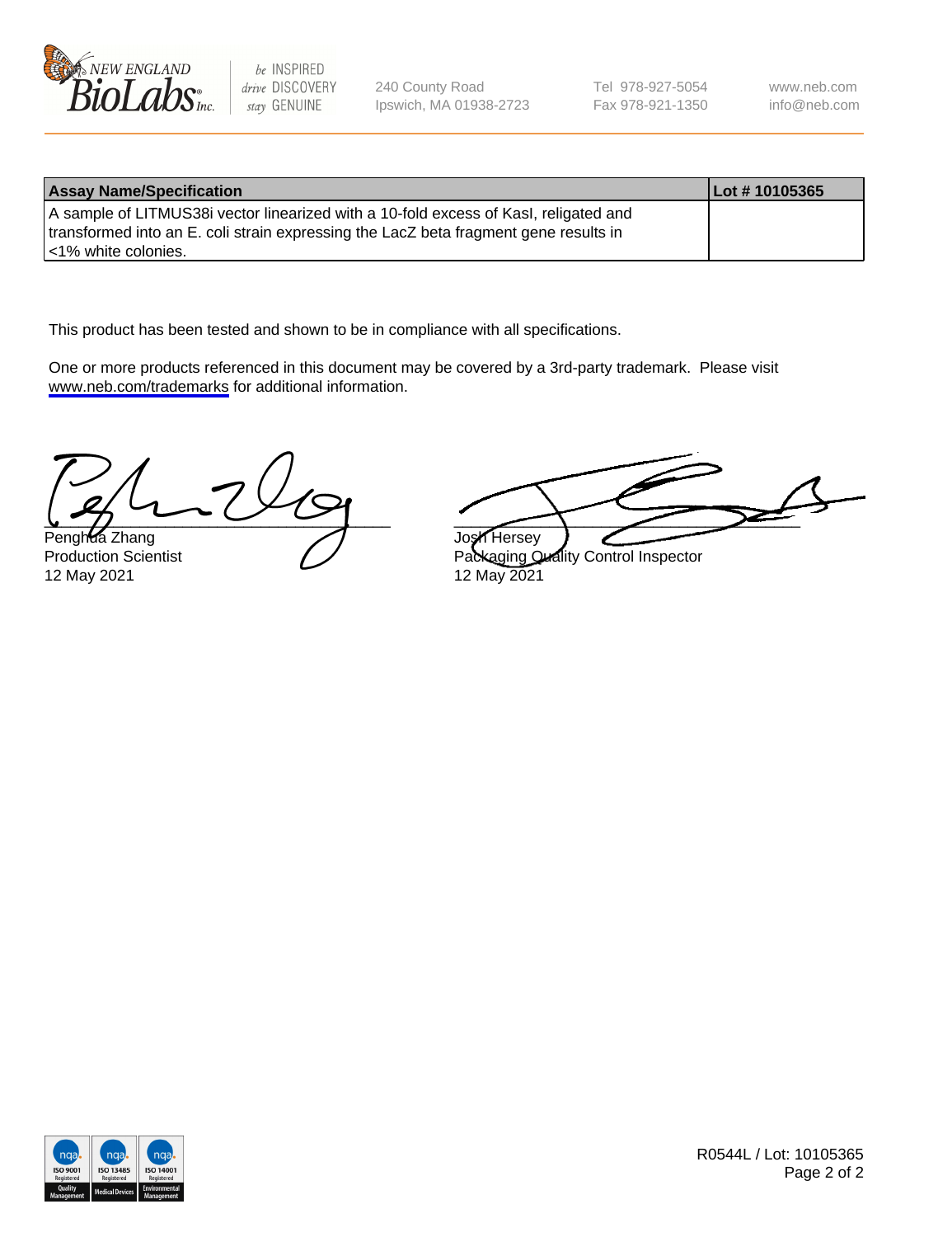| Assay Name/Specification | Lot # 10105365 |
|---|---|
| A sample of LITMUS38i vector linearized with a 10-fold excess of KasI, religated and transformed into an E. coli strain expressing the LacZ beta fragment gene results in <1% white colonies. | |

This product has been tested and shown to be in compliance with all specifications.

One or more products referenced in this document may be covered by a 3rd-party trademark. Please visit www.neb.com/trademarks for additional information.

Penghua Zhang
Production Scientist
12 May 2021

Josh Hersey
Packaging Quality Control Inspector
12 May 2021

R0544L / Lot: 10105365